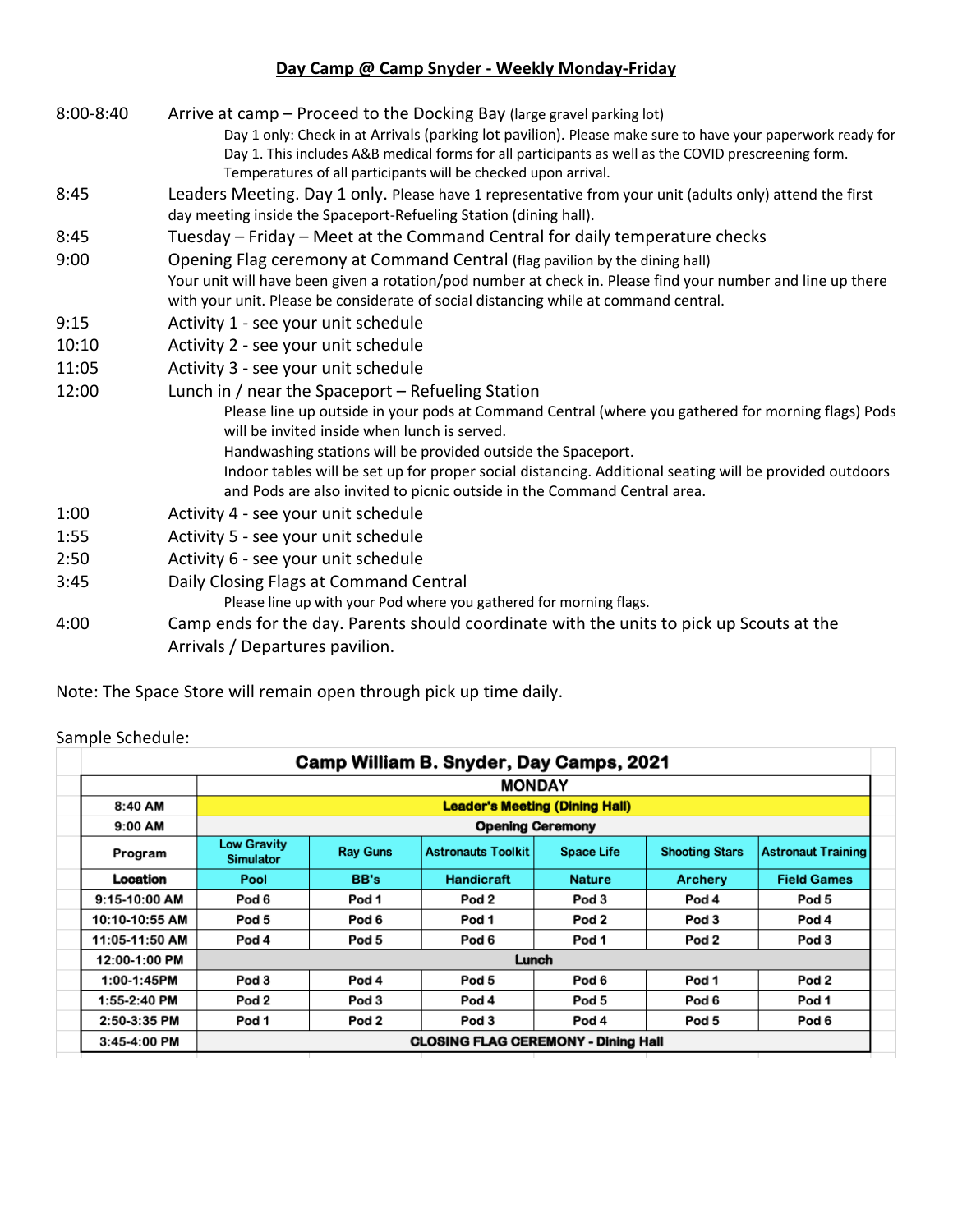## Day Camp @ Camp Snyder - Weekly Monday-Friday

**8:00-8:40** Arrive at camp – Proceed to the Docking Bay (large gravel parking lot)

Day 1 only: Check in at Arrivals (parking lot pavilion). Please make sure to have your paperwork ready for Day 1. This includes A&B medical forms for all participants as well as the COVID prescreening form. Temperatures of all participants will be checked upon arrival.

**8:45** Leaders Meeting. Day 1 only. Please have 1 representative from your unit (adults only) attend the first day meeting inside the Spaceport-Refueling Station (dining hall).

**8:45** Tuesday – Friday – Meet at the Command Central for daily temperature checks

**9:00** Opening Flag ceremony at Command Central (flag pavilion by the dining hall)
Your unit will have been given a rotation/pod number at check in. Please find your number and line up there with your unit. Please be considerate of social distancing while at command central.

**9:15** Activity 1 - see your unit schedule

**10:10** Activity 2 - see your unit schedule

**11:05** Activity 3 - see your unit schedule

**12:00** Lunch in / near the Spaceport – Refueling Station

Please line up outside in your pods at Command Central (where you gathered for morning flags) Pods will be invited inside when lunch is served.
Handwashing stations will be provided outside the Spaceport.
Indoor tables will be set up for proper social distancing. Additional seating will be provided outdoors and Pods are also invited to picnic outside in the Command Central area.

**1:00** Activity 4 - see your unit schedule

**1:55** Activity 5 - see your unit schedule

**2:50** Activity 6 - see your unit schedule

**3:45** Daily Closing Flags at Command Central

Please line up with your Pod where you gathered for morning flags.

**4:00** Camp ends for the day. Parents should coordinate with the units to pick up Scouts at the Arrivals / Departures pavilion.

Note: The Space Store will remain open through pick up time daily.

Sample Schedule:

**Camp William B. Snyder, Day Camps, 2021**

| | MONDAY | | | | | |
|---|---|---|---|---|---|---|
| 8:40 AM | Leader's Meeting (Dining Hall) | | | | | |
| 9:00 AM | Opening Ceremony | | | | | |
| Program | Low Gravity Simulator | Ray Guns | Astronauts Toolkit | Space Life | Shooting Stars | Astronaut Training |
| Location | Pool | BB's | Handicraft | Nature | Archery | Field Games |
| 9:15-10:00 AM | Pod 6 | Pod 1 | Pod 2 | Pod 3 | Pod 4 | Pod 5 |
| 10:10-10:55 AM | Pod 5 | Pod 6 | Pod 1 | Pod 2 | Pod 3 | Pod 4 |
| 11:05-11:50 AM | Pod 4 | Pod 5 | Pod 6 | Pod 1 | Pod 2 | Pod 3 |
| 12:00-1:00 PM | Lunch | | | | | |
| 1:00-1:45PM | Pod 3 | Pod 4 | Pod 5 | Pod 6 | Pod 1 | Pod 2 |
| 1:55-2:40 PM | Pod 2 | Pod 3 | Pod 4 | Pod 5 | Pod 6 | Pod 1 |
| 2:50-3:35 PM | Pod 1 | Pod 2 | Pod 3 | Pod 4 | Pod 5 | Pod 6 |
| 3:45-4:00 PM | CLOSING FLAG CEREMONY - Dining Hall | | | | | |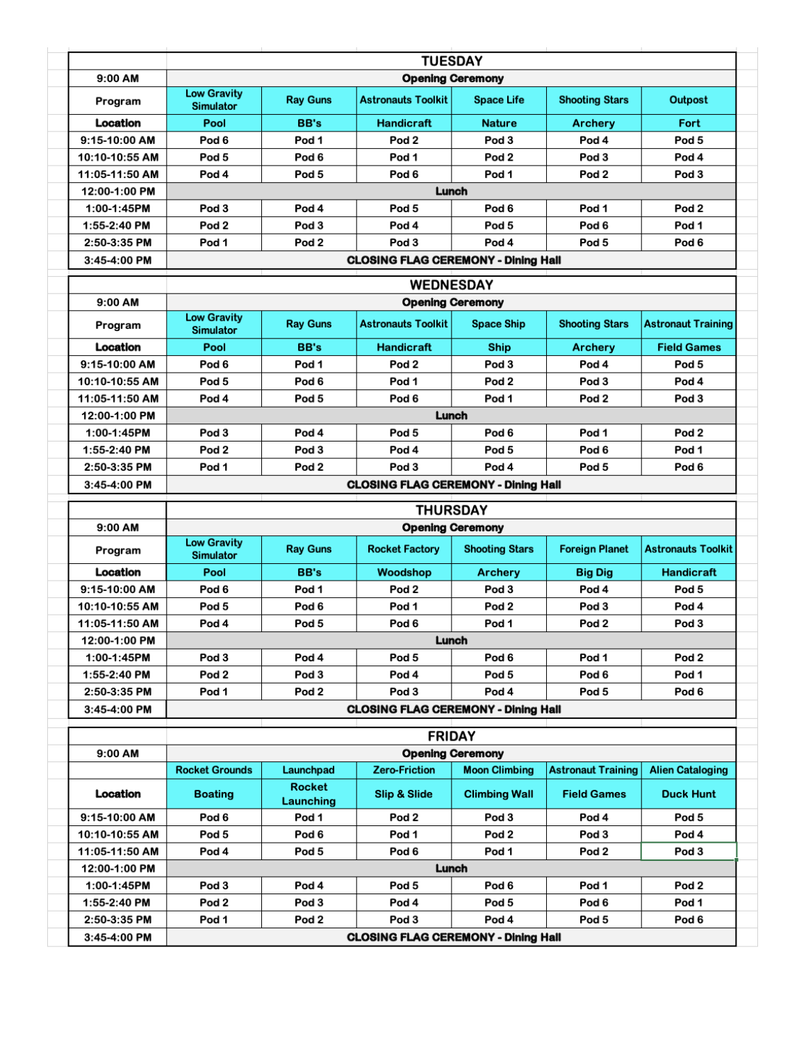| | TUESDAY | | | | | |
|---|---|---|---|---|---|---|
| 9:00 AM | Opening Ceremony | | | | | |
| Program | Low Gravity Simulator | Ray Guns | Astronauts Toolkit | Space Life | Shooting Stars | Outpost |
| Location | Pool | BB's | Handicraft | Nature | Archery | Fort |
| 9:15-10:00 AM | Pod 6 | Pod 1 | Pod 2 | Pod 3 | Pod 4 | Pod 5 |
| 10:10-10:55 AM | Pod 5 | Pod 6 | Pod 1 | Pod 2 | Pod 3 | Pod 4 |
| 11:05-11:50 AM | Pod 4 | Pod 5 | Pod 6 | Pod 1 | Pod 2 | Pod 3 |
| 12:00-1:00 PM | Lunch | | | | | |
| 1:00-1:45PM | Pod 3 | Pod 4 | Pod 5 | Pod 6 | Pod 1 | Pod 2 |
| 1:55-2:40 PM | Pod 2 | Pod 3 | Pod 4 | Pod 5 | Pod 6 | Pod 1 |
| 2:50-3:35 PM | Pod 1 | Pod 2 | Pod 3 | Pod 4 | Pod 5 | Pod 6 |
| 3:45-4:00 PM | CLOSING FLAG CEREMONY - Dining Hall | | | | | |

| | WEDNESDAY | | | | | |
|---|---|---|---|---|---|---|
| 9:00 AM | Opening Ceremony | | | | | |
| Program | Low Gravity Simulator | Ray Guns | Astronauts Toolkit | Space Ship | Shooting Stars | Astronaut Training |
| Location | Pool | BB's | Handicraft | Ship | Archery | Field Games |
| 9:15-10:00 AM | Pod 6 | Pod 1 | Pod 2 | Pod 3 | Pod 4 | Pod 5 |
| 10:10-10:55 AM | Pod 5 | Pod 6 | Pod 1 | Pod 2 | Pod 3 | Pod 4 |
| 11:05-11:50 AM | Pod 4 | Pod 5 | Pod 6 | Pod 1 | Pod 2 | Pod 3 |
| 12:00-1:00 PM | Lunch | | | | | |
| 1:00-1:45PM | Pod 3 | Pod 4 | Pod 5 | Pod 6 | Pod 1 | Pod 2 |
| 1:55-2:40 PM | Pod 2 | Pod 3 | Pod 4 | Pod 5 | Pod 6 | Pod 1 |
| 2:50-3:35 PM | Pod 1 | Pod 2 | Pod 3 | Pod 4 | Pod 5 | Pod 6 |
| 3:45-4:00 PM | CLOSING FLAG CEREMONY - Dining Hall | | | | | |

| | THURSDAY | | | | | |
|---|---|---|---|---|---|---|
| 9:00 AM | Opening Ceremony | | | | | |
| Program | Low Gravity Simulator | Ray Guns | Rocket Factory | Shooting Stars | Foreign Planet | Astronauts Toolkit |
| Location | Pool | BB's | Woodshop | Archery | Big Dig | Handicraft |
| 9:15-10:00 AM | Pod 6 | Pod 1 | Pod 2 | Pod 3 | Pod 4 | Pod 5 |
| 10:10-10:55 AM | Pod 5 | Pod 6 | Pod 1 | Pod 2 | Pod 3 | Pod 4 |
| 11:05-11:50 AM | Pod 4 | Pod 5 | Pod 6 | Pod 1 | Pod 2 | Pod 3 |
| 12:00-1:00 PM | Lunch | | | | | |
| 1:00-1:45PM | Pod 3 | Pod 4 | Pod 5 | Pod 6 | Pod 1 | Pod 2 |
| 1:55-2:40 PM | Pod 2 | Pod 3 | Pod 4 | Pod 5 | Pod 6 | Pod 1 |
| 2:50-3:35 PM | Pod 1 | Pod 2 | Pod 3 | Pod 4 | Pod 5 | Pod 6 |
| 3:45-4:00 PM | CLOSING FLAG CEREMONY - Dining Hall | | | | | |

| | FRIDAY | | | | | |
|---|---|---|---|---|---|---|
| 9:00 AM | Opening Ceremony | | | | | |
| | Rocket Grounds | Launchpad | Zero-Friction | Moon Climbing | Astronaut Training | Alien Cataloging |
| Location | Boating | Rocket Launching | Slip & Slide | Climbing Wall | Field Games | Duck Hunt |
| 9:15-10:00 AM | Pod 6 | Pod 1 | Pod 2 | Pod 3 | Pod 4 | Pod 5 |
| 10:10-10:55 AM | Pod 5 | Pod 6 | Pod 1 | Pod 2 | Pod 3 | Pod 4 |
| 11:05-11:50 AM | Pod 4 | Pod 5 | Pod 6 | Pod 1 | Pod 2 | Pod 3 |
| 12:00-1:00 PM | Lunch | | | | | |
| 1:00-1:45PM | Pod 3 | Pod 4 | Pod 5 | Pod 6 | Pod 1 | Pod 2 |
| 1:55-2:40 PM | Pod 2 | Pod 3 | Pod 4 | Pod 5 | Pod 6 | Pod 1 |
| 2:50-3:35 PM | Pod 1 | Pod 2 | Pod 3 | Pod 4 | Pod 5 | Pod 6 |
| 3:45-4:00 PM | CLOSING FLAG CEREMONY - Dining Hall | | | | | |